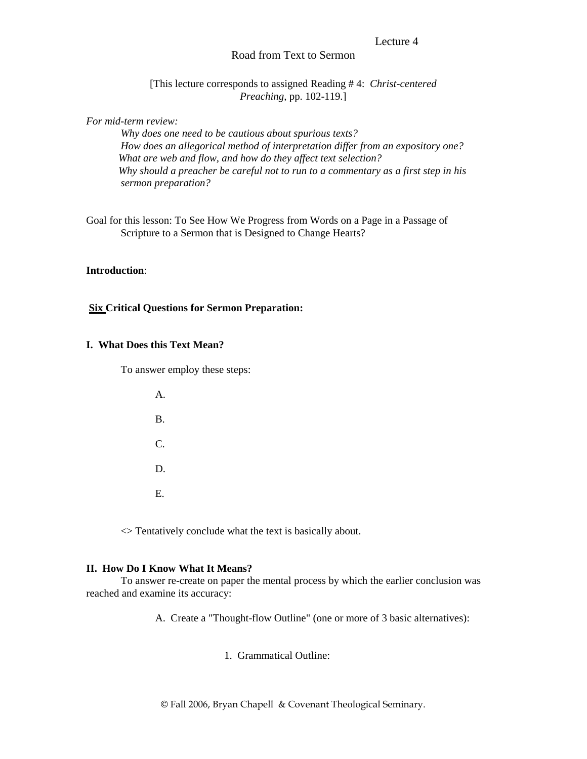Lecture 4

# Road from Text to Sermon

[This lecture corresponds to assigned Reading # 4: *Christ-centered Preaching*, pp. 102-119.]

*For mid-term review:*

*Why does one need to be cautious about spurious texts?*
*How does an allegorical method of interpretation differ from an expository one?*
*What are web and flow, and how do they affect text selection?*
*Why should a preacher be careful not to run to a commentary as a first step in his sermon preparation?*

Goal for this lesson: To See How We Progress from Words on a Page in a Passage of Scripture to a Sermon that is Designed to Change Hearts?

**Introduction**:

**Six Critical Questions for Sermon Preparation:**

**I. What Does this Text Mean?**

To answer employ these steps:

A.

B.

C.

D.

E.

<> Tentatively conclude what the text is basically about.

**II. How Do I Know What It Means?**

To answer re-create on paper the mental process by which the earlier conclusion was reached and examine its accuracy:

A. Create a "Thought-flow Outline" (one or more of 3 basic alternatives):

1. Grammatical Outline: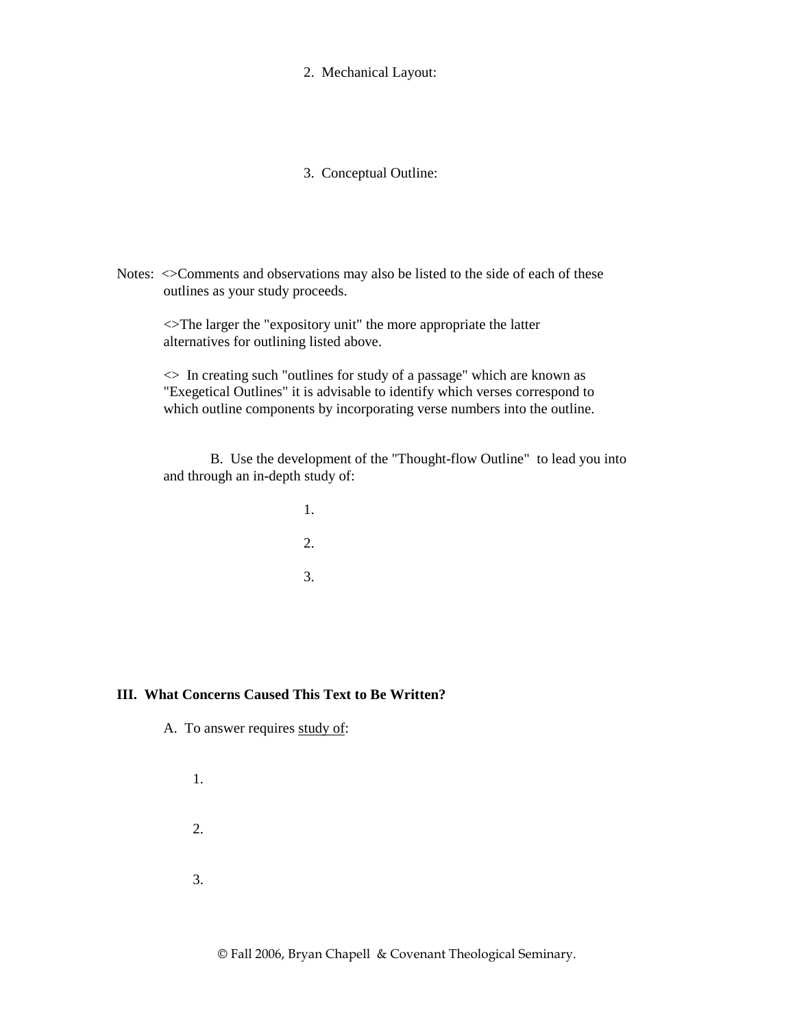2. Mechanical Layout:

3. Conceptual Outline:

Notes: <>Comments and observations may also be listed to the side of each of these outlines as your study proceeds.

<>The larger the "expository unit" the more appropriate the latter alternatives for outlining listed above.

<> In creating such "outlines for study of a passage" which are known as "Exegetical Outlines" it is advisable to identify which verses correspond to which outline components by incorporating verse numbers into the outline.

B. Use the development of the "Thought-flow Outline" to lead you into and through an in-depth study of:

1.

2.

3.

**III. What Concerns Caused This Text to Be Written?**

A. To answer requires <u>study of</u>:

1.

2.

3.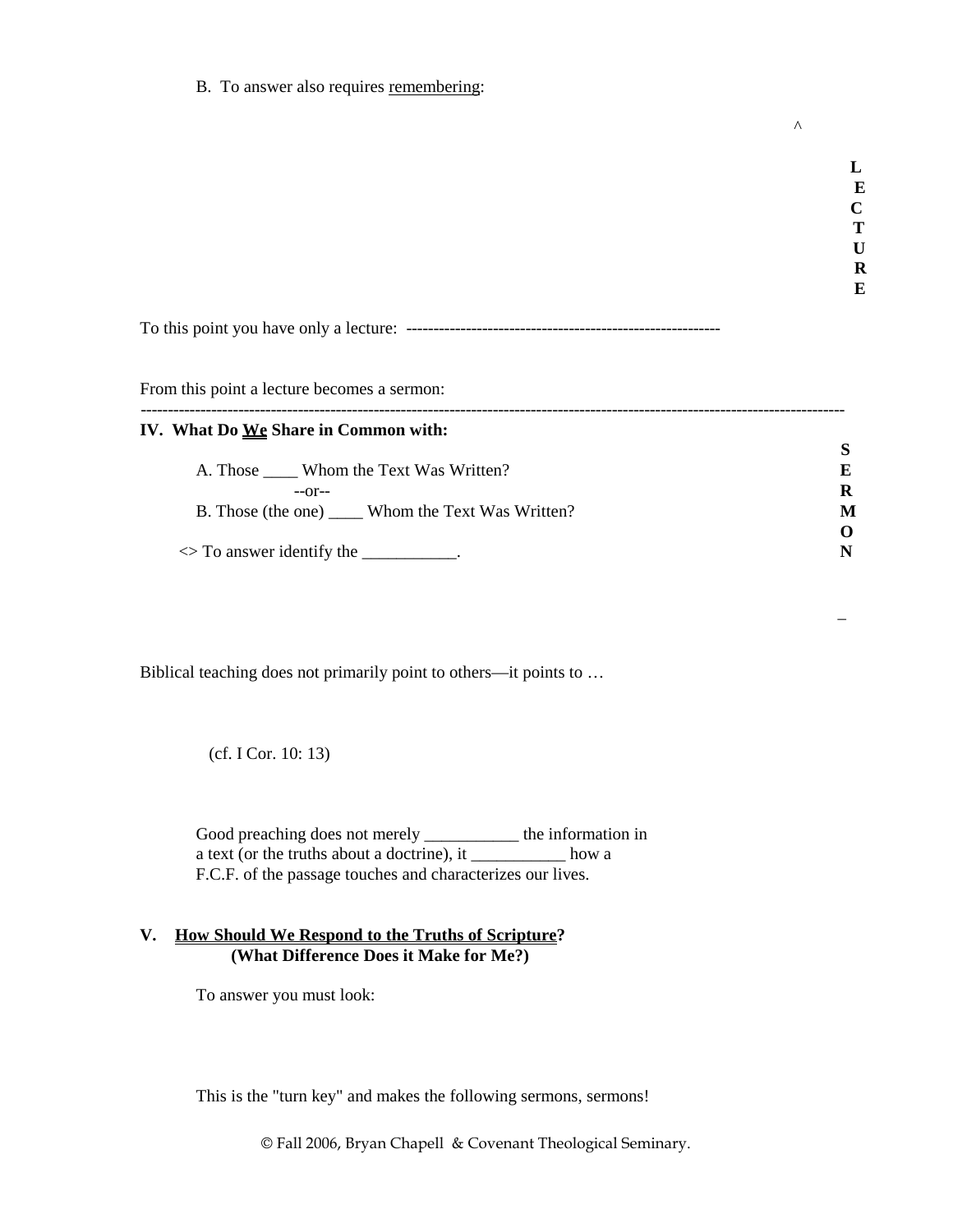B. To answer also requires remembering:

^

L
E
C
T
U
R
E

To this point you have only a lecture: ---------------------------------------------------------

From this point a lecture becomes a sermon:

-------------------------------------------------------------------------------------------------------------------------------

**IV. What Do We Share in Common with:**

S
E
R
M
O
N

A. Those ____ Whom the Text Was Written?

--or--

B. Those (the one) ____ Whom the Text Was Written?

<> To answer identify the ___________.

_

Biblical teaching does not primarily point to others—it points to …

(cf. I Cor. 10: 13)

Good preaching does not merely ___________ the information in a text (or the truths about a doctrine), it ___________ how a F.C.F. of the passage touches and characterizes our lives.

**V. How Should We Respond to the Truths of Scripture?**
**(What Difference Does it Make for Me?)**

To answer you must look:

This is the "turn key" and makes the following sermons, sermons!

© Fall 2006, Bryan Chapell & Covenant Theological Seminary.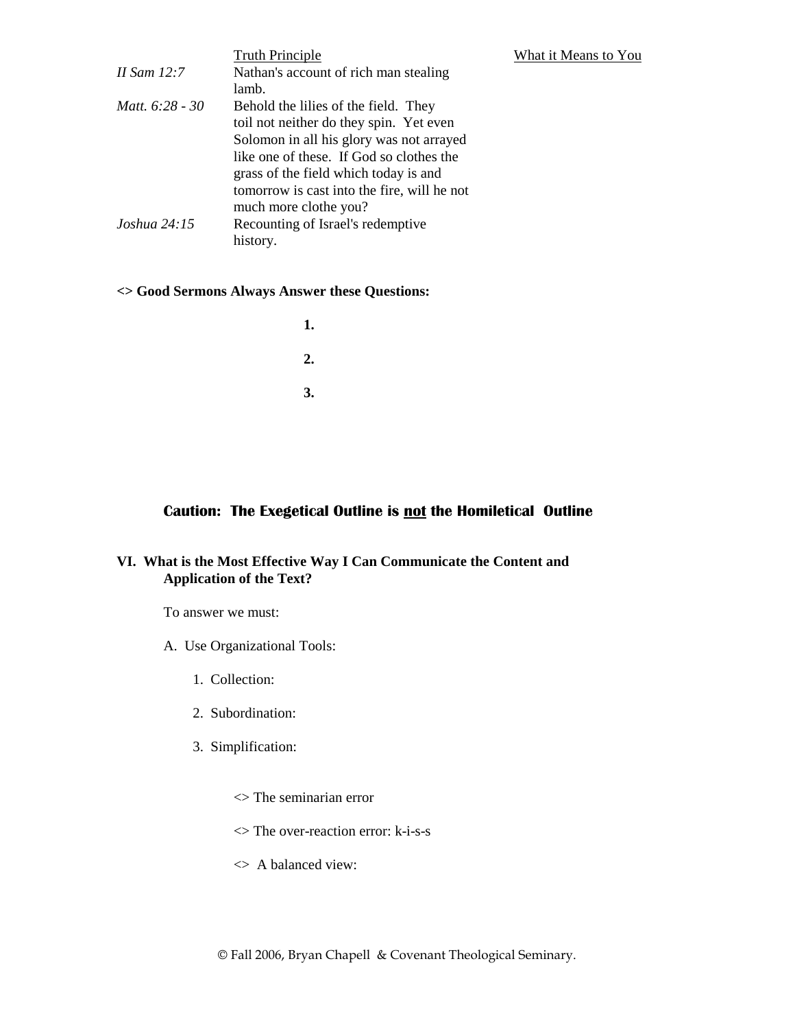| | Truth Principle | What it Means to You |
|---|---|---|
| *II Sam 12:7* | Nathan's account of rich man stealing lamb. | |
| *Matt. 6:28 - 30* | Behold the lilies of the field. They toil not neither do they spin. Yet even Solomon in all his glory was not arrayed like one of these. If God so clothes the grass of the field which today is and tomorrow is cast into the fire, will he not much more clothe you? | |
| *Joshua 24:15* | Recounting of Israel's redemptive history. | |

**<> Good Sermons Always Answer these Questions:**

**1.**

**2.**

**3.**

**Caution: The Exegetical Outline is <u>not</u> the Homiletical Outline**

**VI. What is the Most Effective Way I Can Communicate the Content and Application of the Text?**

To answer we must:

A. Use Organizational Tools:

1. Collection:

2. Subordination:

3. Simplification:

<> The seminarian error

<> The over-reaction error: k-i-s-s

<> A balanced view: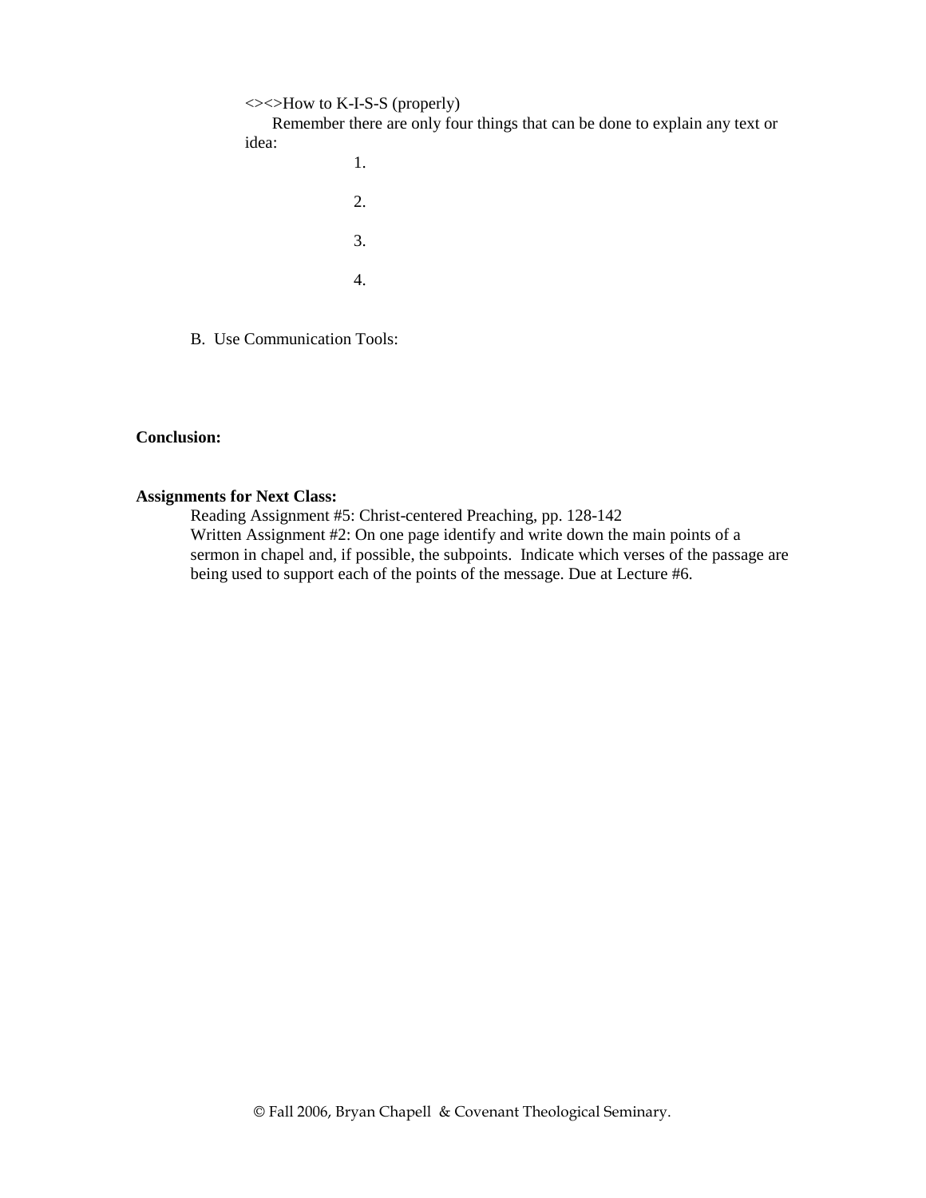<><>How to K-I-S-S (properly)

Remember there are only four things that can be done to explain any text or idea:

1.

2.

3.

4.

B. Use Communication Tools:

**Conclusion:**

**Assignments for Next Class:**

Reading Assignment #5: Christ-centered Preaching, pp. 128-142

Written Assignment #2: On one page identify and write down the main points of a sermon in chapel and, if possible, the subpoints. Indicate which verses of the passage are being used to support each of the points of the message. Due at Lecture #6.

© Fall 2006, Bryan Chapell & Covenant Theological Seminary.